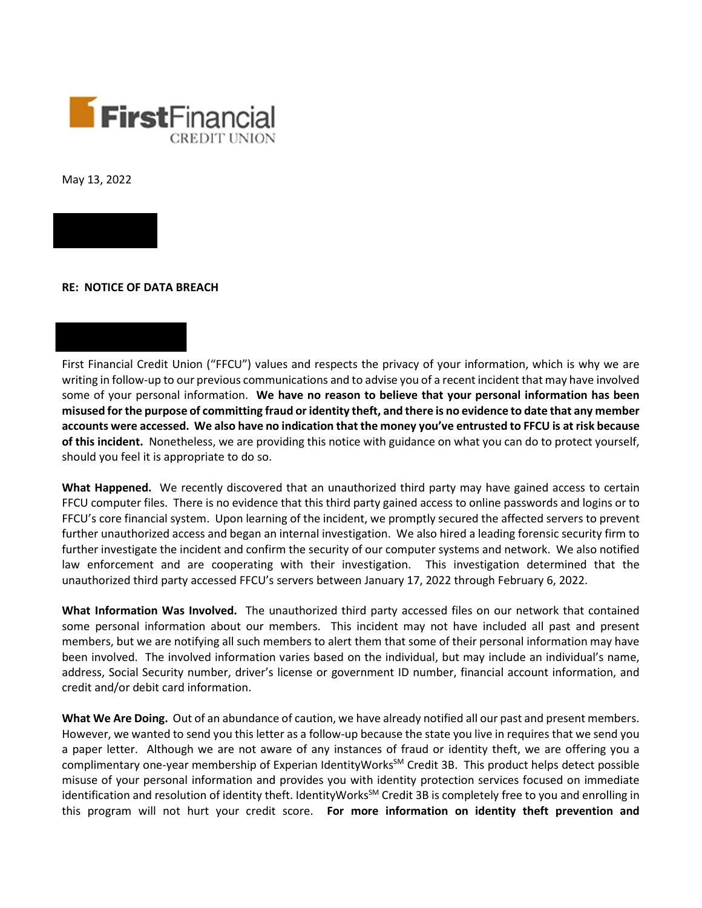First Financial CREDIT UNION

May 13, 2022

**RE: NOTICE OF DATA BREACH**

First Financial Credit Union ("FFCU") values and respects the privacy of your information, which is why we are writing in follow-up to our previous communications and to advise you of a recent incident that may have involved some of your personal information. **We have no reason to believe that your personal information has been misused for the purpose of committing fraud or identity theft, and there is no evidence to date that any member accounts were accessed. We also have no indication that the money you've entrusted to FFCU is at risk because of this incident.** Nonetheless, we are providing this notice with guidance on what you can do to protect yourself, should you feel it is appropriate to do so.

**What Happened.** We recently discovered that an unauthorized third party may have gained access to certain FFCU computer files. There is no evidence that this third party gained access to online passwords and logins or to FFCU's core financial system. Upon learning of the incident, we promptly secured the affected servers to prevent further unauthorized access and began an internal investigation. We also hired a leading forensic security firm to further investigate the incident and confirm the security of our computer systems and network. We also notified law enforcement and are cooperating with their investigation. This investigation determined that the unauthorized third party accessed FFCU's servers between January 17, 2022 through February 6, 2022.

**What Information Was Involved.** The unauthorized third party accessed files on our network that contained some personal information about our members. This incident may not have included all past and present members, but we are notifying all such members to alert them that some of their personal information may have been involved. The involved information varies based on the individual, but may include an individual's name, address, Social Security number, driver's license or government ID number, financial account information, and credit and/or debit card information.

**What We Are Doing.** Out of an abundance of caution, we have already notified all our past and present members. However, we wanted to send you this letter as a follow-up because the state you live in requires that we send you a paper letter. Although we are not aware of any instances of fraud or identity theft, we are offering you a complimentary one-year membership of Experian IdentityWorks℠ Credit 3B. This product helps detect possible misuse of your personal information and provides you with identity protection services focused on immediate identification and resolution of identity theft. IdentityWorks℠ Credit 3B is completely free to you and enrolling in this program will not hurt your credit score. **For more information on identity theft prevention and**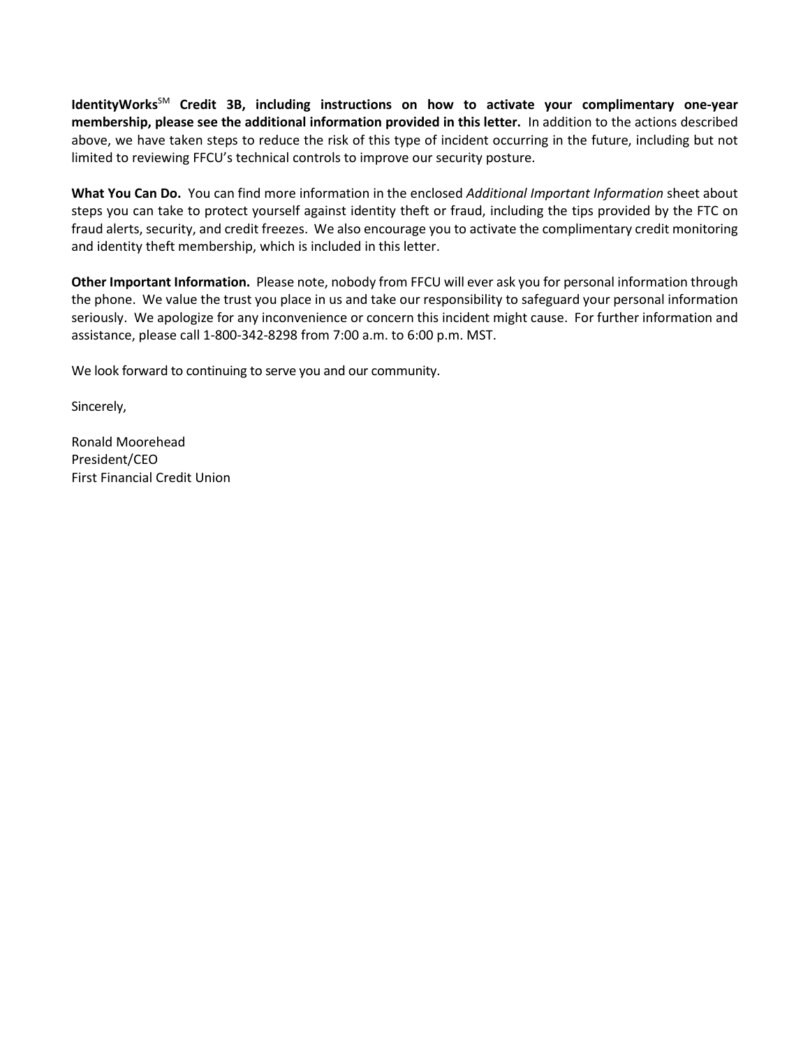**IdentityWorks℠ Credit 3B, including instructions on how to activate your complimentary one-year membership, please see the additional information provided in this letter.** In addition to the actions described above, we have taken steps to reduce the risk of this type of incident occurring in the future, including but not limited to reviewing FFCU's technical controls to improve our security posture.

**What You Can Do.** You can find more information in the enclosed *Additional Important Information* sheet about steps you can take to protect yourself against identity theft or fraud, including the tips provided by the FTC on fraud alerts, security, and credit freezes. We also encourage you to activate the complimentary credit monitoring and identity theft membership, which is included in this letter.

**Other Important Information.** Please note, nobody from FFCU will ever ask you for personal information through the phone. We value the trust you place in us and take our responsibility to safeguard your personal information seriously. We apologize for any inconvenience or concern this incident might cause. For further information and assistance, please call 1-800-342-8298 from 7:00 a.m. to 6:00 p.m. MST.

We look forward to continuing to serve you and our community.

Sincerely,

Ronald Moorehead
President/CEO
First Financial Credit Union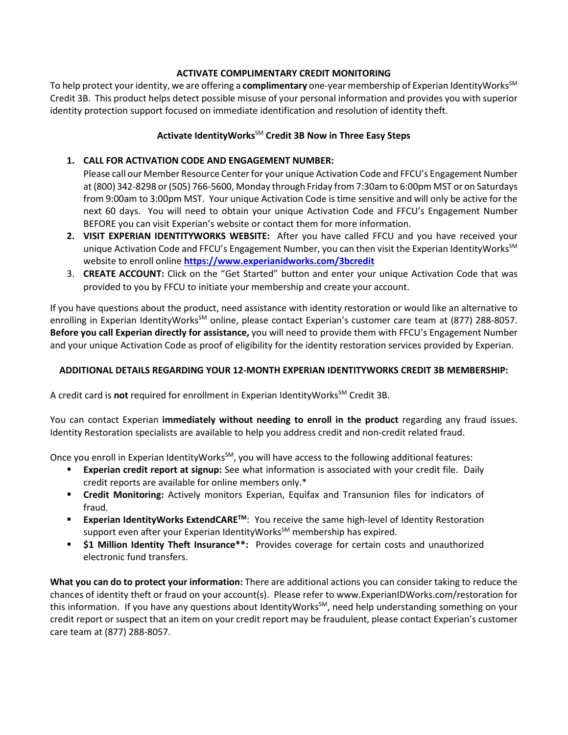## ACTIVATE COMPLIMENTARY CREDIT MONITORING

To help protect your identity, we are offering a **complimentary** one-year membership of Experian IdentityWorks℠ Credit 3B. This product helps detect possible misuse of your personal information and provides you with superior identity protection support focused on immediate identification and resolution of identity theft.

### Activate IdentityWorks℠ Credit 3B Now in Three Easy Steps

1. **CALL FOR ACTIVATION CODE AND ENGAGEMENT NUMBER:** Please call our Member Resource Center for your unique Activation Code and FFCU's Engagement Number at (800) 342-8298 or (505) 766-5600, Monday through Friday from 7:30am to 6:00pm MST or on Saturdays from 9:00am to 3:00pm MST. Your unique Activation Code is time sensitive and will only be active for the next 60 days. You will need to obtain your unique Activation Code and FFCU's Engagement Number BEFORE you can visit Experian's website or contact them for more information.
2. **VISIT EXPERIAN IDENTITYWORKS WEBSITE:** After you have called FFCU and you have received your unique Activation Code and FFCU's Engagement Number, you can then visit the Experian IdentityWorks℠ website to enroll online **https://www.experianidworks.com/3bcredit**
3. **CREATE ACCOUNT:** Click on the "Get Started" button and enter your unique Activation Code that was provided to you by FFCU to initiate your membership and create your account.

If you have questions about the product, need assistance with identity restoration or would like an alternative to enrolling in Experian IdentityWorks℠ online, please contact Experian's customer care team at (877) 288-8057. **Before you call Experian directly for assistance,** you will need to provide them with FFCU's Engagement Number and your unique Activation Code as proof of eligibility for the identity restoration services provided by Experian.

### ADDITIONAL DETAILS REGARDING YOUR 12-MONTH EXPERIAN IDENTITYWORKS CREDIT 3B MEMBERSHIP:

A credit card is **not** required for enrollment in Experian IdentityWorks℠ Credit 3B.

You can contact Experian **immediately without needing to enroll in the product** regarding any fraud issues. Identity Restoration specialists are available to help you address credit and non-credit related fraud.

Once you enroll in Experian IdentityWorks℠, you will have access to the following additional features:

- **Experian credit report at signup:** See what information is associated with your credit file. Daily credit reports are available for online members only.*
- **Credit Monitoring:** Actively monitors Experian, Equifax and Transunion files for indicators of fraud.
- **Experian IdentityWorks ExtendCARE™**: You receive the same high-level of Identity Restoration support even after your Experian IdentityWorks℠ membership has expired.
- **$1 Million Identity Theft Insurance**:** Provides coverage for certain costs and unauthorized electronic fund transfers.

**What you can do to protect your information:** There are additional actions you can consider taking to reduce the chances of identity theft or fraud on your account(s). Please refer to www.ExperianIDWorks.com/restoration for this information. If you have any questions about IdentityWorks℠, need help understanding something on your credit report or suspect that an item on your credit report may be fraudulent, please contact Experian's customer care team at (877) 288-8057.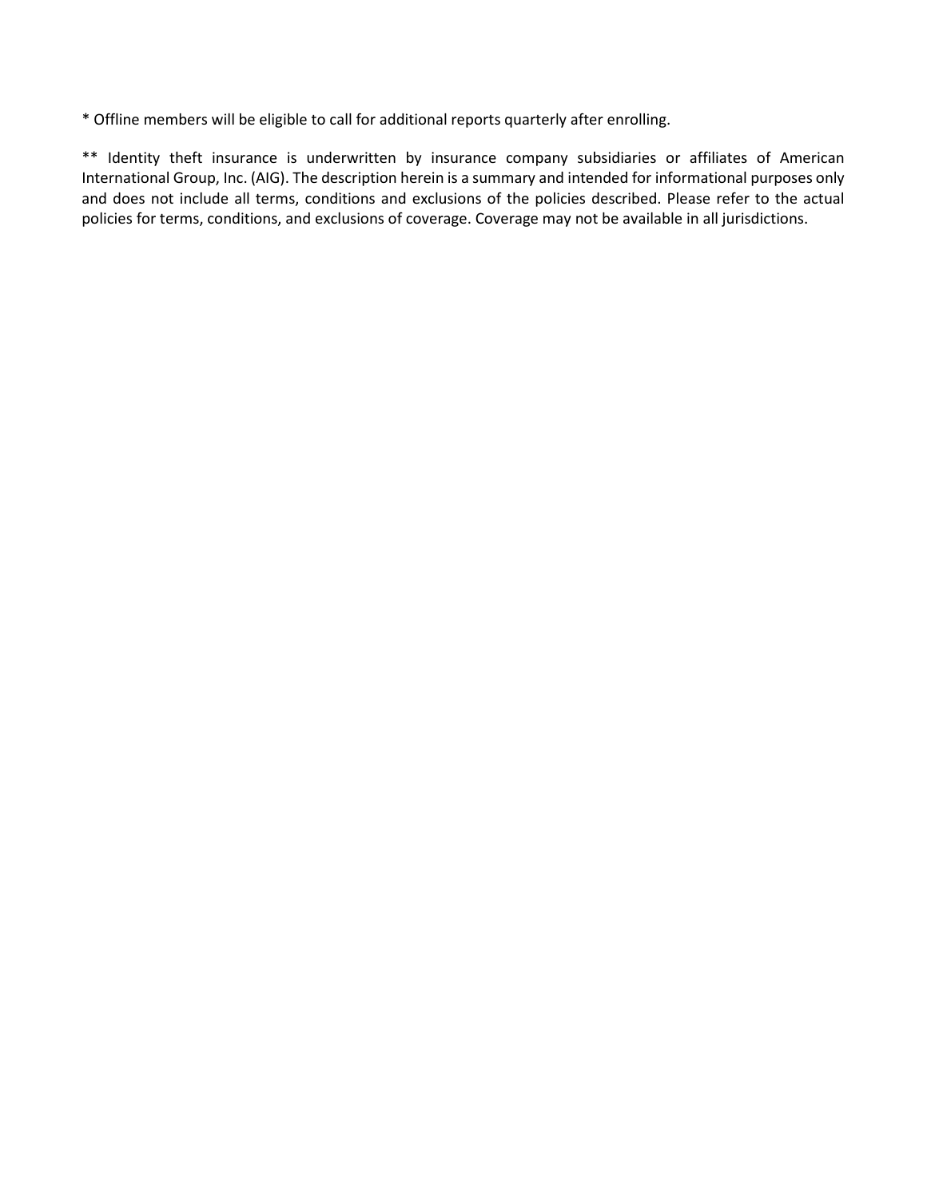* Offline members will be eligible to call for additional reports quarterly after enrolling.

** Identity theft insurance is underwritten by insurance company subsidiaries or affiliates of American International Group, Inc. (AIG). The description herein is a summary and intended for informational purposes only and does not include all terms, conditions and exclusions of the policies described. Please refer to the actual policies for terms, conditions, and exclusions of coverage. Coverage may not be available in all jurisdictions.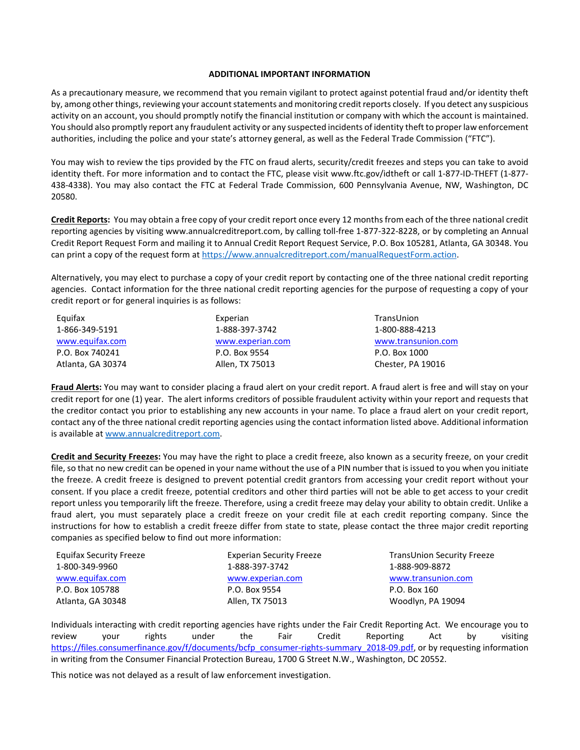**ADDITIONAL IMPORTANT INFORMATION**

As a precautionary measure, we recommend that you remain vigilant to protect against potential fraud and/or identity theft by, among other things, reviewing your account statements and monitoring credit reports closely. If you detect any suspicious activity on an account, you should promptly notify the financial institution or company with which the account is maintained. You should also promptly report any fraudulent activity or any suspected incidents of identity theft to proper law enforcement authorities, including the police and your state's attorney general, as well as the Federal Trade Commission ("FTC").

You may wish to review the tips provided by the FTC on fraud alerts, security/credit freezes and steps you can take to avoid identity theft. For more information and to contact the FTC, please visit www.ftc.gov/idtheft or call 1-877-ID-THEFT (1-877-438-4338). You may also contact the FTC at Federal Trade Commission, 600 Pennsylvania Avenue, NW, Washington, DC 20580.

**Credit Reports:** You may obtain a free copy of your credit report once every 12 months from each of the three national credit reporting agencies by visiting www.annualcreditreport.com, by calling toll-free 1-877-322-8228, or by completing an Annual Credit Report Request Form and mailing it to Annual Credit Report Request Service, P.O. Box 105281, Atlanta, GA 30348. You can print a copy of the request form at https://www.annualcreditreport.com/manualRequestForm.action.

Alternatively, you may elect to purchase a copy of your credit report by contacting one of the three national credit reporting agencies. Contact information for the three national credit reporting agencies for the purpose of requesting a copy of your credit report or for general inquiries is as follows:

| | | |
|---|---|---|
| Equifax | Experian | TransUnion |
| 1-866-349-5191 | 1-888-397-3742 | 1-800-888-4213 |
| www.equifax.com | www.experian.com | www.transunion.com |
| P.O. Box 740241 | P.O. Box 9554 | P.O. Box 1000 |
| Atlanta, GA 30374 | Allen, TX 75013 | Chester, PA 19016 |

**Fraud Alerts:** You may want to consider placing a fraud alert on your credit report. A fraud alert is free and will stay on your credit report for one (1) year. The alert informs creditors of possible fraudulent activity within your report and requests that the creditor contact you prior to establishing any new accounts in your name. To place a fraud alert on your credit report, contact any of the three national credit reporting agencies using the contact information listed above. Additional information is available at www.annualcreditreport.com.

**Credit and Security Freezes:** You may have the right to place a credit freeze, also known as a security freeze, on your credit file, so that no new credit can be opened in your name without the use of a PIN number that is issued to you when you initiate the freeze. A credit freeze is designed to prevent potential credit grantors from accessing your credit report without your consent. If you place a credit freeze, potential creditors and other third parties will not be able to get access to your credit report unless you temporarily lift the freeze. Therefore, using a credit freeze may delay your ability to obtain credit. Unlike a fraud alert, you must separately place a credit freeze on your credit file at each credit reporting company. Since the instructions for how to establish a credit freeze differ from state to state, please contact the three major credit reporting companies as specified below to find out more information:

| | | |
|---|---|---|
| Equifax Security Freeze | Experian Security Freeze | TransUnion Security Freeze |
| 1-800-349-9960 | 1-888-397-3742 | 1-888-909-8872 |
| www.equifax.com | www.experian.com | www.transunion.com |
| P.O. Box 105788 | P.O. Box 9554 | P.O. Box 160 |
| Atlanta, GA 30348 | Allen, TX 75013 | Woodlyn, PA 19094 |

Individuals interacting with credit reporting agencies have rights under the Fair Credit Reporting Act. We encourage you to review your rights under the Fair Credit Reporting Act by visiting https://files.consumerfinance.gov/f/documents/bcfp_consumer-rights-summary_2018-09.pdf, or by requesting information in writing from the Consumer Financial Protection Bureau, 1700 G Street N.W., Washington, DC 20552.

This notice was not delayed as a result of law enforcement investigation.